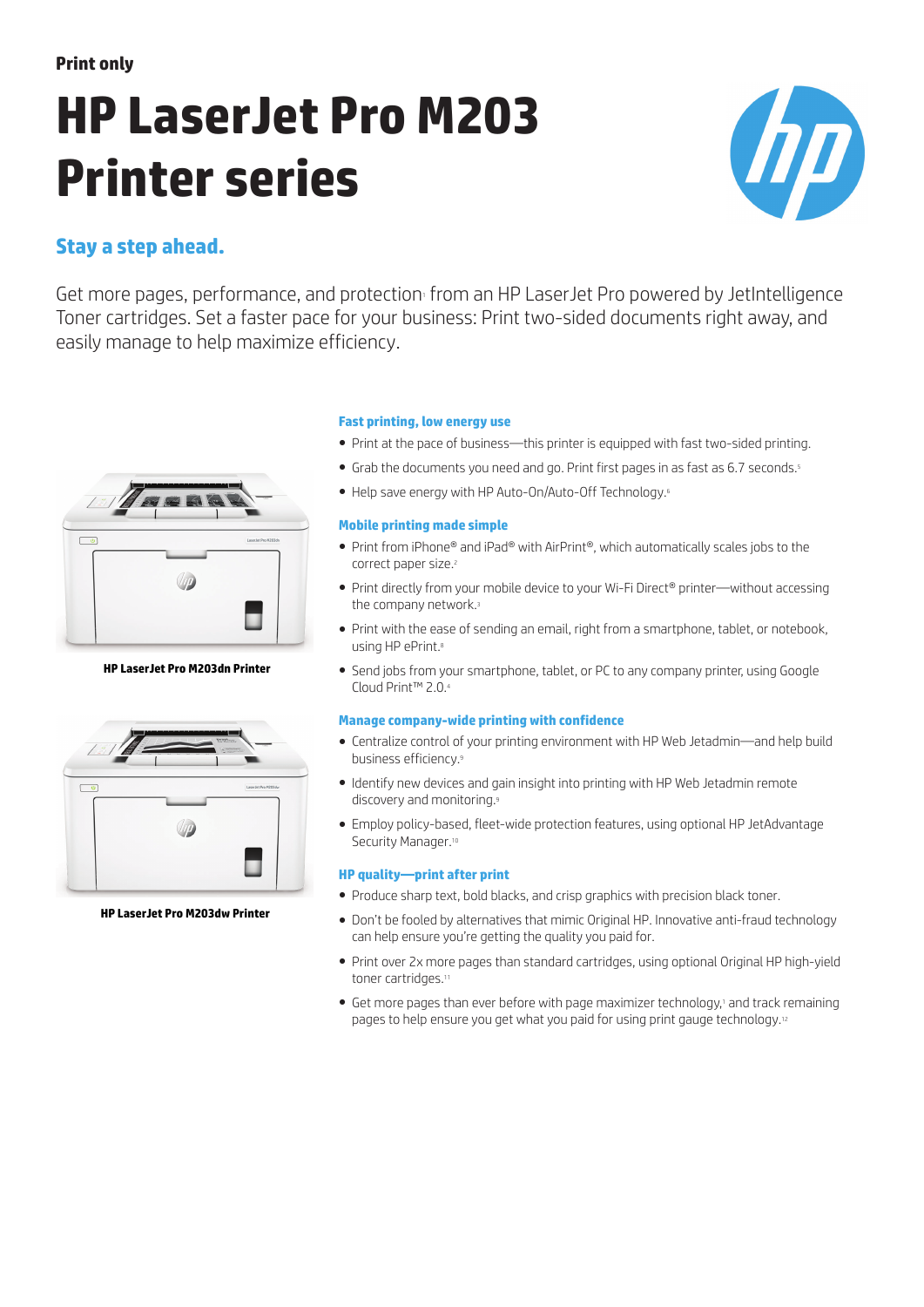**Print only**

# HP LaserJet Pro M203 Printer series

## Stay a step ahead.

Get more pages, performance, and protection[1] from an HP LaserJet Pro powered by JetIntelligence Toner cartridges. Set a faster pace for your business: Print two-sided documents right away, and easily manage to help maximize efficiency.

HP LaserJet Pro M203dn Printer

HP LaserJet Pro M203dw Printer

### Fast printing, low energy use

- Print at the pace of business—this printer is equipped with fast two-sided printing.
- Grab the documents you need and go. Print first pages in as fast as 6.7 seconds.[5]
- Help save energy with HP Auto-On/Auto-Off Technology.[6]

### Mobile printing made simple

- Print from iPhone® and iPad® with AirPrint®, which automatically scales jobs to the correct paper size.[2]
- Print directly from your mobile device to your Wi-Fi Direct® printer—without accessing the company network.[3]
- Print with the ease of sending an email, right from a smartphone, tablet, or notebook, using HP ePrint.[8]
- Send jobs from your smartphone, tablet, or PC to any company printer, using Google Cloud Print™ 2.0.[4]

### Manage company-wide printing with confidence

- Centralize control of your printing environment with HP Web Jetadmin—and help build business efficiency.[9]
- Identify new devices and gain insight into printing with HP Web Jetadmin remote discovery and monitoring.[9]
- Employ policy-based, fleet-wide protection features, using optional HP JetAdvantage Security Manager.[10]

### HP quality—print after print

- Produce sharp text, bold blacks, and crisp graphics with precision black toner.
- Don't be fooled by alternatives that mimic Original HP. Innovative anti-fraud technology can help ensure you're getting the quality you paid for.
- Print over 2x more pages than standard cartridges, using optional Original HP high-yield toner cartridges.[11]
- Get more pages than ever before with page maximizer technology,[1] and track remaining pages to help ensure you get what you paid for using print gauge technology.[12]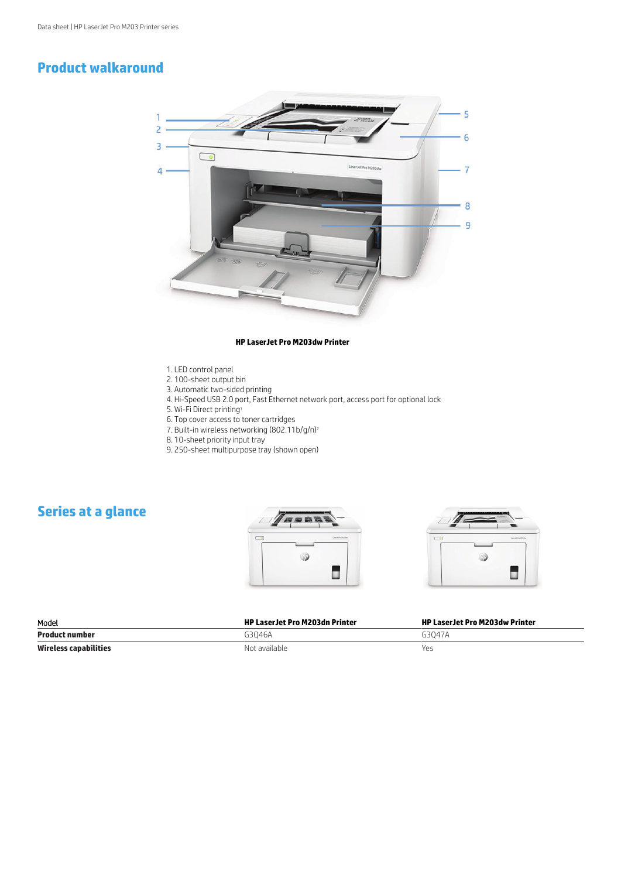## Product walkaround

**HP LaserJet Pro M203dw Printer**

1. LED control panel
2. 100-sheet output bin
3. Automatic two-sided printing
4. Hi-Speed USB 2.0 port, Fast Ethernet network port, access port for optional lock
5. Wi-Fi Direct printing[1]
6. Top cover access to toner cartridges
7. Built-in wireless networking (802.11b/g/n)[2]
8. 10-sheet priority input tray
9. 250-sheet multipurpose tray (shown open)

## Series at a glance

| Model | HP LaserJet Pro M203dn Printer | HP LaserJet Pro M203dw Printer |
| --- | --- | --- |
| **Product number** | G3Q46A | G3Q47A |
| **Wireless capabilities** | Not available | Yes |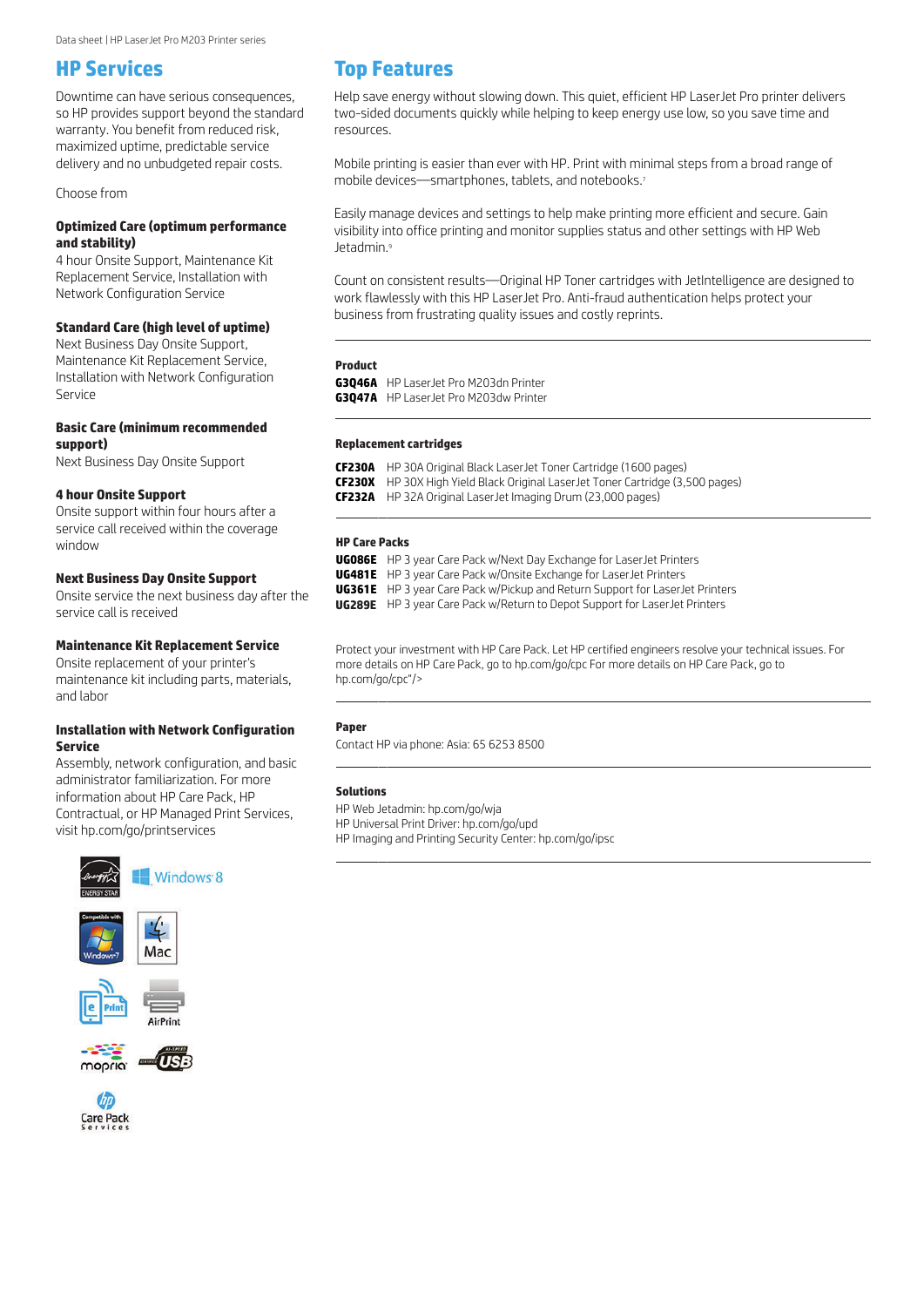## HP Services

Downtime can have serious consequences, so HP provides support beyond the standard warranty. You benefit from reduced risk, maximized uptime, predictable service delivery and no unbudgeted repair costs.

Choose from

**Optimized Care (optimum performance and stability)**
4 hour Onsite Support, Maintenance Kit Replacement Service, Installation with Network Configuration Service

**Standard Care (high level of uptime)**
Next Business Day Onsite Support, Maintenance Kit Replacement Service, Installation with Network Configuration Service

**Basic Care (minimum recommended support)**
Next Business Day Onsite Support

**4 hour Onsite Support**
Onsite support within four hours after a service call received within the coverage window

**Next Business Day Onsite Support**
Onsite service the next business day after the service call is received

**Maintenance Kit Replacement Service**
Onsite replacement of your printer's maintenance kit including parts, materials, and labor

**Installation with Network Configuration Service**
Assembly, network configuration, and basic administrator familiarization. For more information about HP Care Pack, HP Contractual, or HP Managed Print Services, visit hp.com/go/printservices

## Top Features

Help save energy without slowing down. This quiet, efficient HP LaserJet Pro printer delivers two-sided documents quickly while helping to keep energy use low, so you save time and resources.

Mobile printing is easier than ever with HP. Print with minimal steps from a broad range of mobile devices—smartphones, tablets, and notebooks.[7]

Easily manage devices and settings to help make printing more efficient and secure. Gain visibility into office printing and monitor supplies status and other settings with HP Web Jetadmin.[9]

Count on consistent results—Original HP Toner cartridges with JetIntelligence are designed to work flawlessly with this HP LaserJet Pro. Anti-fraud authentication helps protect your business from frustrating quality issues and costly reprints.

**Product**

**G3Q46A** HP LaserJet Pro M203dn Printer
**G3Q47A** HP LaserJet Pro M203dw Printer

**Replacement cartridges**

**CF230A** HP 30A Original Black LaserJet Toner Cartridge (1600 pages)
**CF230X** HP 30X High Yield Black Original LaserJet Toner Cartridge (3,500 pages)
**CF232A** HP 32A Original LaserJet Imaging Drum (23,000 pages)

**HP Care Packs**

**UG086E** HP 3 year Care Pack w/Next Day Exchange for LaserJet Printers
**UG481E** HP 3 year Care Pack w/Onsite Exchange for LaserJet Printers
**UG361E** HP 3 year Care Pack w/Pickup and Return Support for LaserJet Printers
**UG289E** HP 3 year Care Pack w/Return to Depot Support for LaserJet Printers

Protect your investment with HP Care Pack. Let HP certified engineers resolve your technical issues. For more details on HP Care Pack, go to hp.com/go/cpc For more details on HP Care Pack, go to hp.com/go/cpc"/>

**Paper**

Contact HP via phone: Asia: 65 6253 8500

**Solutions**

HP Web Jetadmin: hp.com/go/wja
HP Universal Print Driver: hp.com/go/upd
HP Imaging and Printing Security Center: hp.com/go/ipsc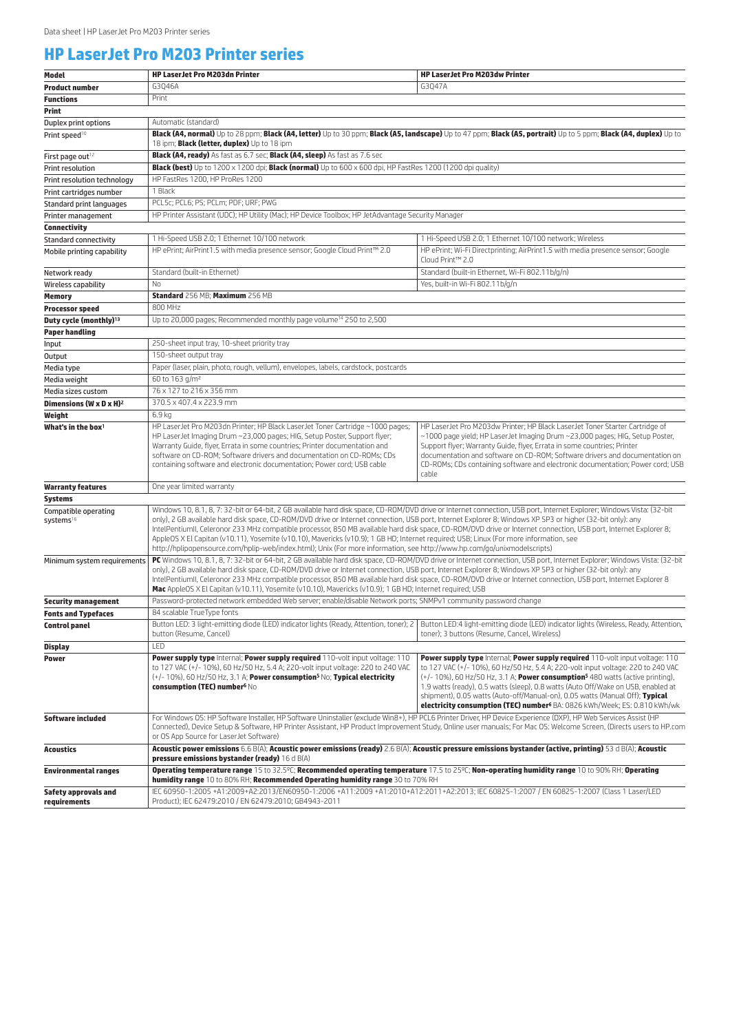# HP LaserJet Pro M203 Printer series

| Model | HP LaserJet Pro M203dn Printer | HP LaserJet Pro M203dw Printer |
|---|---|---|
| **Product number** | G3Q46A | G3Q47A |
| **Functions** | Print | |
| **Print** | | |
| Duplex print options | Automatic (standard) | |
| Print speed[10] | **Black (A4, normal)** Up to 28 ppm; **Black (A4, letter)** Up to 30 ppm; **Black (A5, landscape)** Up to 47 ppm; **Black (A5, portrait)** Up to 5 ppm; **Black (A4, duplex)** Up to 18 ipm; **Black (letter, duplex)** Up to 18 ipm | |
| First page out[12] | **Black (A4, ready)** As fast as 6.7 sec; **Black (A4, sleep)** As fast as 7.6 sec | |
| Print resolution | **Black (best)** Up to 1200 x 1200 dpi; **Black (normal)** Up to 600 x 600 dpi, HP FastRes 1200 (1200 dpi quality) | |
| Print resolution technology | HP FastRes 1200, HP ProRes 1200 | |
| Print cartridges number | 1 Black | |
| Standard print languages | PCL5c; PCL6; PS; PCLm; PDF; URF; PWG | |
| Printer management | HP Printer Assistant (UDC); HP Utility (Mac); HP Device Toolbox; HP JetAdvantage Security Manager | |
| **Connectivity** | | |
| Standard connectivity | 1 Hi-Speed USB 2.0; 1 Ethernet 10/100 network | 1 Hi-Speed USB 2.0; 1 Ethernet 10/100 network; Wireless |
| Mobile printing capability | HP ePrint; AirPrint1.5 with media presence sensor; Google Cloud Print™ 2.0 | HP ePrint; Wi-Fi Directprinting; AirPrint1.5 with media presence sensor; Google Cloud Print™ 2.0 |
| Network ready | Standard (built-in Ethernet) | Standard (built-in Ethernet, Wi-Fi 802.11b/g/n) |
| Wireless capability | No | Yes, built-in Wi-Fi 802.11b/g/n |
| **Memory** | **Standard** 256 MB; **Maximum** 256 MB | |
| **Processor speed** | 800 MHz | |
| **Duty cycle (monthly)[13]** | Up to 20,000 pages; Recommended monthly page volume[14] 250 to 2,500 | |
| **Paper handling** | | |
| Input | 250-sheet input tray, 10-sheet priority tray | |
| Output | 150-sheet output tray | |
| Media type | Paper (laser, plain, photo, rough, vellum), envelopes, labels, cardstock, postcards | |
| Media weight | 60 to 163 g/m² | |
| Media sizes custom | 76 x 127 to 216 x 356 mm | |
| **Dimensions (W x D x H)[2]** | 370.5 x 407.4 x 223.9 mm | |
| **Weight** | 6.9 kg | |
| **What's in the box[1]** | HP LaserJet Pro M203dn Printer; HP Black LaserJet Toner Cartridge ~1000 pages; HP LaserJet Imaging Drum ~23,000 pages; HIG, Setup Poster, Support flyer; Warranty Guide, flyer, Errata in some countries; Printer documentation and software on CD-ROM; Software drivers and documentation on CD-ROMs; CDs containing software and electronic documentation; Power cord; USB cable | HP LaserJet Pro M203dw Printer; HP Black LaserJet Toner Starter Cartridge of ~1000 page yield; HP LaserJet Imaging Drum ~23,000 pages; HIG, Setup Poster, Support flyer; Warranty Guide, flyer, Errata in some countries; Printer documentation and software on CD-ROM; Software drivers and documentation on CD-ROMs; CDs containing software and electronic documentation; Power cord; USB cable |
| **Warranty features** | One year limited warranty | |
| **Systems** | | |
| Compatible operating systems[16] | Windows 10, 8.1, 8, 7: 32-bit or 64-bit, 2 GB available hard disk space, CD-ROM/DVD drive or Internet connection, USB port, Internet Explorer; Windows Vista: (32-bit only), 2 GB available hard disk space, CD-ROM/DVD drive or Internet connection, USB port, Internet Explorer 8; Windows XP SP3 or higher (32-bit only): any IntelPentiumII, Celeronor 233 MHz compatible processor, 850 MB available hard disk space, CD-ROM/DVD drive or Internet connection, USB port, Internet Explorer 8; AppleOS X El Capitan (v10.11), Yosemite (v10.10), Mavericks (v10.9); 1 GB HD; Internet required; USB; Linux (For more information, see http://hplipopensource.com/hplip-web/index.html); Unix (For more information, see http://www.hp.com/go/unixmodelscripts) | |
| Minimum system requirements | **PC** Windows 10, 8.1, 8, 7: 32-bit or 64-bit, 2 GB available hard disk space, CD-ROM/DVD drive or Internet connection, USB port, Internet Explorer; Windows Vista: (32-bit only), 2 GB available hard disk space, CD-ROM/DVD drive or Internet connection, USB port, Internet Explorer 8; Windows XP SP3 or higher (32-bit only): any IntelPentiumII, Celeronor 233 MHz compatible processor, 850 MB available hard disk space, CD-ROM/DVD drive or Internet connection, USB port, Internet Explorer 8 **Mac** AppleOS X El Capitan (v10.11), Yosemite (v10.10), Mavericks (v10.9); 1 GB HD; Internet required; USB | |
| **Security management** | Password-protected network embedded Web server; enable/disable Network ports; SNMPv1 community password change | |
| **Fonts and Typefaces** | 84 scalable TrueType fonts | |
| **Control panel** | Button LED: 3 light-emitting diode (LED) indicator lights (Ready, Attention, toner); 2 button (Resume, Cancel) | Button LED:4 light-emitting diode (LED) indicator lights (Wireless, Ready, Attention, toner); 3 buttons (Resume, Cancel, Wireless) |
| **Display** | LED | |
| **Power** | **Power supply type** Internal; **Power supply required** 110-volt input voltage: 110 to 127 VAC (+/- 10%), 60 Hz/50 Hz, 5.4 A; 220-volt input voltage: 220 to 240 VAC (+/- 10%), 60 Hz/50 Hz, 3.1 A; **Power consumption[5]** No; **Typical electricity consumption (TEC) number[6]** No | **Power supply type** Internal; **Power supply required** 110-volt input voltage: 110 to 127 VAC (+/- 10%), 60 Hz/50 Hz, 5.4 A; 220-volt input voltage: 220 to 240 VAC (+/- 10%), 60 Hz/50 Hz, 3.1 A; **Power consumption[5]** 480 watts (active printing), 1.9 watts (ready), 0.5 watts (sleep), 0.8 watts (Auto Off/Wake on USB, enabled at shipment), 0.05 watts (Auto-off/Manual-on), 0.05 watts (Manual Off); **Typical electricity consumption (TEC) number[6]** BA: 0.826 kWh/Week; ES: 0.810 kWh/wk |
| **Software included** | For Windows OS: HP Software Installer, HP Software Uninstaller (exclude Win8+), HP PCL6 Printer Driver, HP Device Experience (DXP), HP Web Services Assist (HP Connected), Device Setup & Software, HP Printer Assistant, HP Product Improvement Study, Online user manuals; For Mac OS: Welcome Screen, (Directs users to HP.com or OS App Source for LaserJet Software) | |
| **Acoustics** | **Acoustic power emissions** 6.6 B(A); **Acoustic power emissions (ready)** 2.6 B(A); **Acoustic pressure emissions bystander (active, printing)** 53 d B(A); **Acoustic pressure emissions bystander (ready)** 16 d B(A) | |
| **Environmental ranges** | **Operating temperature range** 15 to 32.5ºC; **Recommended operating temperature** 17.5 to 25ºC; **Non-operating humidity range** 10 to 90% RH; **Operating humidity range** 10 to 80% RH; **Recommended Operating humidity range** 30 to 70% RH | |
| **Safety approvals and requirements** | IEC 60950-1:2005 +A1:2009+A2:2013/EN60950-1:2006 +A11:2009 +A1:2010+A12:2011+A2:2013; IEC 60825-1:2007 / EN 60825-1:2007 (Class 1 Laser/LED Product); IEC 62479:2010 / EN 62479:2010; GB4943-2011 | |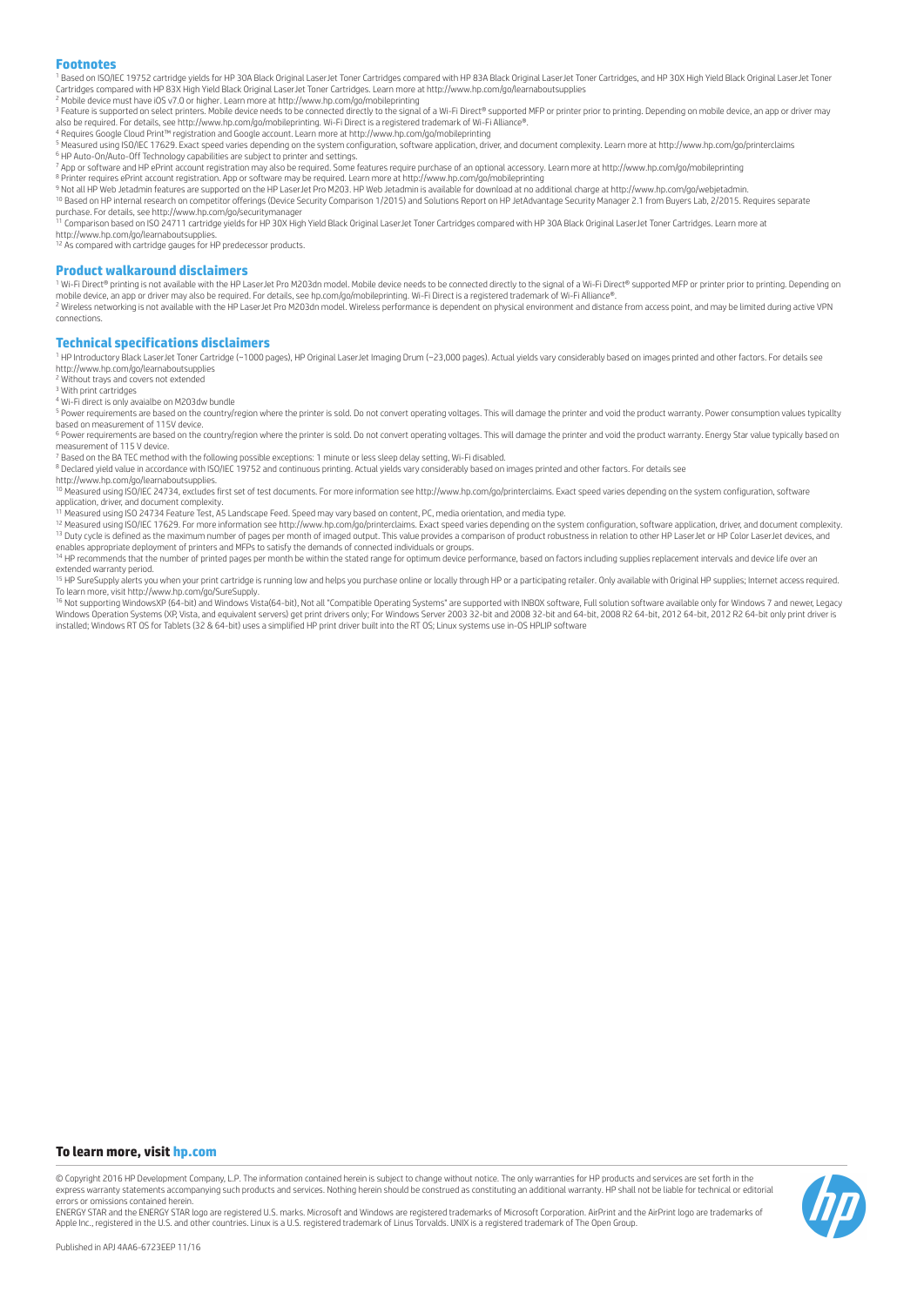## Footnotes

[1] Based on ISO/IEC 19752 cartridge yields for HP 30A Black Original LaserJet Toner Cartridges compared with HP 83A Black Original LaserJet Toner Cartridges, and HP 30X High Yield Black Original LaserJet Toner Cartridges compared with HP 83X High Yield Black Original LaserJet Toner Cartridges. Learn more at http://www.hp.com/go/learnaboutsupplies
[2] Mobile device must have iOS v7.0 or higher. Learn more at http://www.hp.com/go/mobileprinting
[3] Feature is supported on select printers. Mobile device needs to be connected directly to the signal of a Wi-Fi Direct® supported MFP or printer prior to printing. Depending on mobile device, an app or driver may also be required. For details, see http://www.hp.com/go/mobileprinting. Wi-Fi Direct is a registered trademark of Wi-Fi Alliance®.
[4] Requires Google Cloud Print™ registration and Google account. Learn more at http://www.hp.com/go/mobileprinting
[5] Measured using ISO/IEC 17629. Exact speed varies depending on the system configuration, software application, driver, and document complexity. Learn more at http://www.hp.com/go/printerclaims
[6] HP Auto-On/Auto-Off Technology capabilities are subject to printer and settings.
[7] App or software and HP ePrint account registration may also be required. Some features require purchase of an optional accessory. Learn more at http://www.hp.com/go/mobileprinting
[8] Printer requires ePrint account registration. App or software may be required. Learn more at http://www.hp.com/go/mobileprinting
[9] Not all HP Web Jetadmin features are supported on the HP LaserJet Pro M203. HP Web Jetadmin is available for download at no additional charge at http://www.hp.com/go/webjetadmin.
[10] Based on HP internal research on competitor offerings (Device Security Comparison 1/2015) and Solutions Report on HP JetAdvantage Security Manager 2.1 from Buyers Lab, 2/2015. Requires separate purchase. For details, see http://www.hp.com/go/securitymanager
[11] Comparison based on ISO 24711 cartridge yields for HP 30X High Yield Black Original LaserJet Toner Cartridges compared with HP 30A Black Original LaserJet Toner Cartridges. Learn more at http://www.hp.com/go/learnaboutsupplies.
[12] As compared with cartridge gauges for HP predecessor products.

## Product walkaround disclaimers

[1] Wi-Fi Direct® printing is not available with the HP LaserJet Pro M203dn model. Mobile device needs to be connected directly to the signal of a Wi-Fi Direct® supported MFP or printer prior to printing. Depending on mobile device, an app or driver may also be required. For details, see hp.com/go/mobileprinting. Wi-Fi Direct is a registered trademark of Wi-Fi Alliance®.
[2] Wireless networking is not available with the HP LaserJet Pro M203dn model. Wireless performance is dependent on physical environment and distance from access point, and may be limited during active VPN connections.

## Technical specifications disclaimers

[1] HP Introductory Black LaserJet Toner Cartridge (~1000 pages), HP Original LaserJet Imaging Drum (~23,000 pages). Actual yields vary considerably based on images printed and other factors. For details see http://www.hp.com/go/learnaboutsupplies
[2] Without trays and covers not extended
[3] With print cartridges
[4] Wi-Fi direct is only avaialbe on M203dw bundle
[5] Power requirements are based on the country/region where the printer is sold. Do not convert operating voltages. This will damage the printer and void the product warranty. Power consumption values typicallty based on measurement of 115V device.
[6] Power requirements are based on the country/region where the printer is sold. Do not convert operating voltages. This will damage the printer and void the product warranty. Energy Star value typically based on measurement of 115 V device.
[7] Based on the BA TEC method with the following possible exceptions: 1 minute or less sleep delay setting, Wi-Fi disabled.
[8] Declared yield value in accordance with ISO/IEC 19752 and continuous printing. Actual yields vary considerably based on images printed and other factors. For details see http://www.hp.com/go/learnaboutsupplies.
[10] Measured using ISO/IEC 24734, excludes first set of test documents. For more information see http://www.hp.com/go/printerclaims. Exact speed varies depending on the system configuration, software application, driver, and document complexity.
[11] Measured using ISO 24734 Feature Test, A5 Landscape Feed. Speed may vary based on content, PC, media orientation, and media type.
[12] Measured using ISO/IEC 17629. For more information see http://www.hp.com/go/printerclaims. Exact speed varies depending on the system configuration, software application, driver, and document complexity.
[13] Duty cycle is defined as the maximum number of pages per month of imaged output. This value provides a comparison of product robustness in relation to other HP LaserJet or HP Color LaserJet devices, and enables appropriate deployment of printers and MFPs to satisfy the demands of connected individuals or groups.
[14] HP recommends that the number of printed pages per month be within the stated range for optimum device performance, based on factors including supplies replacement intervals and device life over an extended warranty period.
[15] HP SureSupply alerts you when your print cartridge is running low and helps you purchase online or locally through HP or a participating retailer. Only available with Original HP supplies; Internet access required. To learn more, visit http://www.hp.com/go/SureSupply.
[16] Not supporting WindowsXP (64-bit) and Windows Vista(64-bit), Not all "Compatible Operating Systems" are supported with INBOX software, Full solution software available only for Windows 7 and newer, Legacy Windows Operation Systems (XP, Vista, and equivalent servers) get print drivers only; For Windows Server 2003 32-bit and 2008 32-bit and 64-bit, 2008 R2 64-bit, 2012 64-bit, 2012 R2 64-bit only print driver is installed; Windows RT OS for Tablets (32 & 64-bit) uses a simplified HP print driver built into the RT OS; Linux systems use in-OS HPLIP software

**To learn more, visit hp.com**

© Copyright 2016 HP Development Company, L.P. The information contained herein is subject to change without notice. The only warranties for HP products and services are set forth in the express warranty statements accompanying such products and services. Nothing herein should be construed as constituting an additional warranty. HP shall not be liable for technical or editorial errors or omissions contained herein.
ENERGY STAR and the ENERGY STAR logo are registered U.S. marks. Microsoft and Windows are registered trademarks of Microsoft Corporation. AirPrint and the AirPrint logo are trademarks of Apple Inc., registered in the U.S. and other countries. Linux is a U.S. registered trademark of Linus Torvalds. UNIX is a registered trademark of The Open Group.

Published in APJ 4AA6-6723EEP 11/16